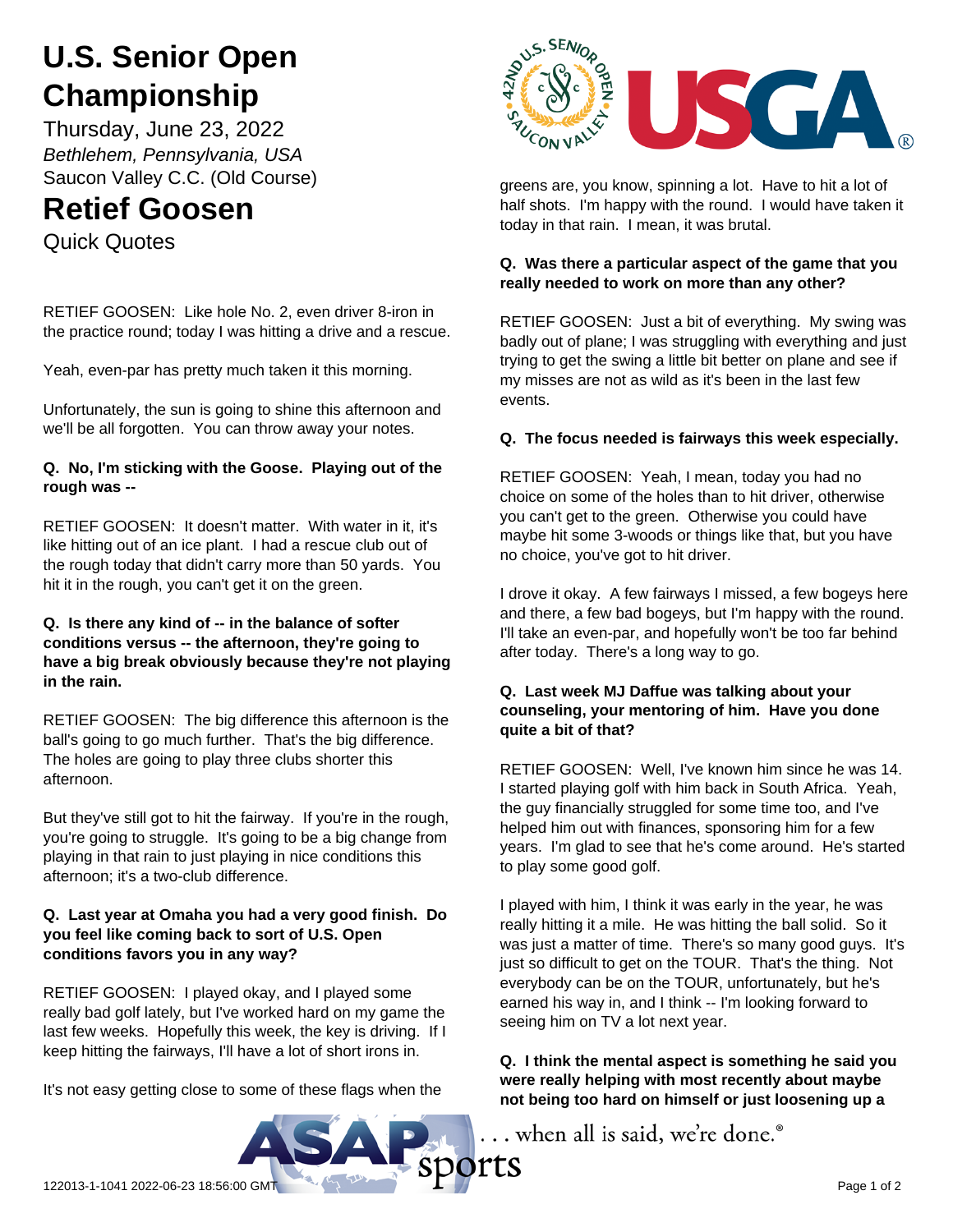# U.S. Senior Open Championship

Thursday, June 23, 2022

*Bethlehem, Pennsylvania, USA*

Saucon Valley C.C. (Old Course)

# Retief Goosen

Quick Quotes

RETIEF GOOSEN: Like hole No. 2, even driver 8-iron in the practice round; today I was hitting a drive and a rescue.

Yeah, even-par has pretty much taken it this morning.

Unfortunately, the sun is going to shine this afternoon and we'll be all forgotten. You can throw away your notes.

**Q. No, I'm sticking with the Goose. Playing out of the rough was --**

RETIEF GOOSEN: It doesn't matter. With water in it, it's like hitting out of an ice plant. I had a rescue club out of the rough today that didn't carry more than 50 yards. You hit it in the rough, you can't get it on the green.

**Q. Is there any kind of -- in the balance of softer conditions versus -- the afternoon, they're going to have a big break obviously because they're not playing in the rain.**

RETIEF GOOSEN: The big difference this afternoon is the ball's going to go much further. That's the big difference. The holes are going to play three clubs shorter this afternoon.

But they've still got to hit the fairway. If you're in the rough, you're going to struggle. It's going to be a big change from playing in that rain to just playing in nice conditions this afternoon; it's a two-club difference.

**Q. Last year at Omaha you had a very good finish. Do you feel like coming back to sort of U.S. Open conditions favors you in any way?**

RETIEF GOOSEN: I played okay, and I played some really bad golf lately, but I've worked hard on my game the last few weeks. Hopefully this week, the key is driving. If I keep hitting the fairways, I'll have a lot of short irons in.

It's not easy getting close to some of these flags when the greens are, you know, spinning a lot. Have to hit a lot of half shots. I'm happy with the round. I would have taken it today in that rain. I mean, it was brutal.

**Q. Was there a particular aspect of the game that you really needed to work on more than any other?**

RETIEF GOOSEN: Just a bit of everything. My swing was badly out of plane; I was struggling with everything and just trying to get the swing a little bit better on plane and see if my misses are not as wild as it's been in the last few events.

**Q. The focus needed is fairways this week especially.**

RETIEF GOOSEN: Yeah, I mean, today you had no choice on some of the holes than to hit driver, otherwise you can't get to the green. Otherwise you could have maybe hit some 3-woods or things like that, but you have no choice, you've got to hit driver.

I drove it okay. A few fairways I missed, a few bogeys here and there, a few bad bogeys, but I'm happy with the round. I'll take an even-par, and hopefully won't be too far behind after today. There's a long way to go.

**Q. Last week MJ Daffue was talking about your counseling, your mentoring of him. Have you done quite a bit of that?**

RETIEF GOOSEN: Well, I've known him since he was 14. I started playing golf with him back in South Africa. Yeah, the guy financially struggled for some time too, and I've helped him out with finances, sponsoring him for a few years. I'm glad to see that he's come around. He's started to play some good golf.

I played with him, I think it was early in the year, he was really hitting it a mile. He was hitting the ball solid. So it was just a matter of time. There's so many good guys. It's just so difficult to get on the TOUR. That's the thing. Not everybody can be on the TOUR, unfortunately, but he's earned his way in, and I think -- I'm looking forward to seeing him on TV a lot next year.

**Q. I think the mental aspect is something he said you were really helping with most recently about maybe not being too hard on himself or just loosening up a**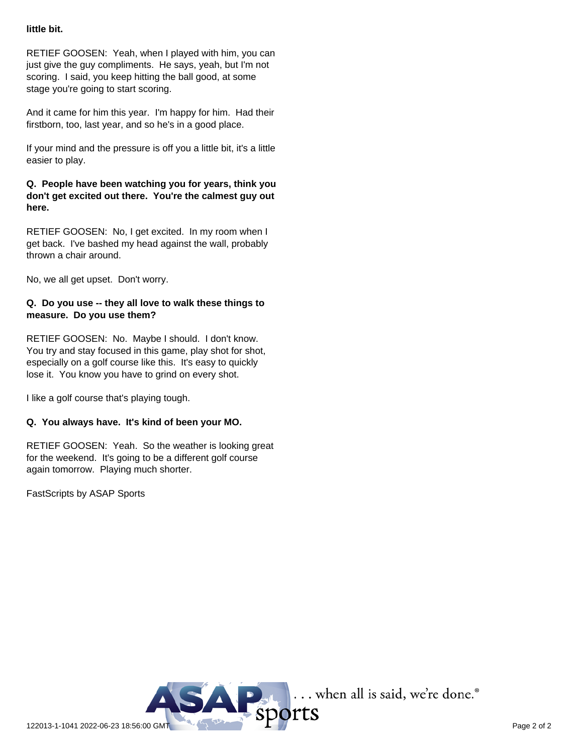**little bit.**

RETIEF GOOSEN: Yeah, when I played with him, you can just give the guy compliments. He says, yeah, but I'm not scoring. I said, you keep hitting the ball good, at some stage you're going to start scoring.

And it came for him this year. I'm happy for him. Had their firstborn, too, last year, and so he's in a good place.

If your mind and the pressure is off you a little bit, it's a little easier to play.

**Q. People have been watching you for years, think you don't get excited out there. You're the calmest guy out here.**

RETIEF GOOSEN: No, I get excited. In my room when I get back. I've bashed my head against the wall, probably thrown a chair around.

No, we all get upset. Don't worry.

**Q. Do you use -- they all love to walk these things to measure. Do you use them?**

RETIEF GOOSEN: No. Maybe I should. I don't know. You try and stay focused in this game, play shot for shot, especially on a golf course like this. It's easy to quickly lose it. You know you have to grind on every shot.

I like a golf course that's playing tough.

**Q. You always have. It's kind of been your MO.**

RETIEF GOOSEN: Yeah. So the weather is looking great for the weekend. It's going to be a different golf course again tomorrow. Playing much shorter.

FastScripts by ASAP Sports